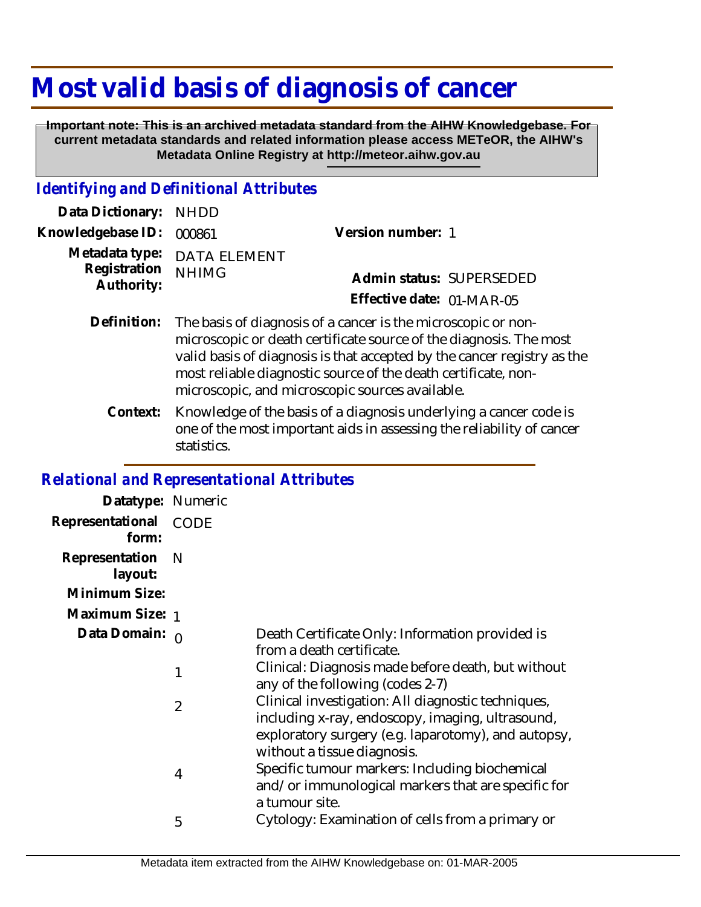# Most valid basis of diagnosis of cancer

**Important note: This is an archived metadata standard from the AIHW Knowledgebase. For current metadata standards and related information please access METeOR, the AIHW's Metadata Online Registry at http://meteor.aihw.gov.au**

## *Identifying and Definitional Attributes*

**Data Dictionary:** NHDD

**Knowledgebase ID:** 000861

**Version number:** 1

**Metadata type:** DATA ELEMENT

**Registration Authority:** NHIMG

**Admin status:** SUPERSEDED

**Effective date:** 01-MAR-05

**Definition:** The basis of diagnosis of a cancer is the microscopic or non-microscopic or death certificate source of the diagnosis. The most valid basis of diagnosis is that accepted by the cancer registry as the most reliable diagnostic source of the death certificate, non-microscopic, and microscopic sources available.

**Context:** Knowledge of the basis of a diagnosis underlying a cancer code is one of the most important aids in assessing the reliability of cancer statistics.

## *Relational and Representational Attributes*

**Datatype:** Numeric

**Representational form:** CODE

**Representation layout:** N

**Minimum Size:**

**Maximum Size:** 1

**Data Domain:**

| Code | Description |
|---|---|
| 0 | Death Certificate Only: Information provided is from a death certificate. |
| 1 | Clinical: Diagnosis made before death, but without any of the following (codes 2-7) |
| 2 | Clinical investigation: All diagnostic techniques, including x-ray, endoscopy, imaging, ultrasound, exploratory surgery (e.g. laparotomy), and autopsy, without a tissue diagnosis. |
| 4 | Specific tumour markers: Including biochemical and/or immunological markers that are specific for a tumour site. |
| 5 | Cytology: Examination of cells from a primary or |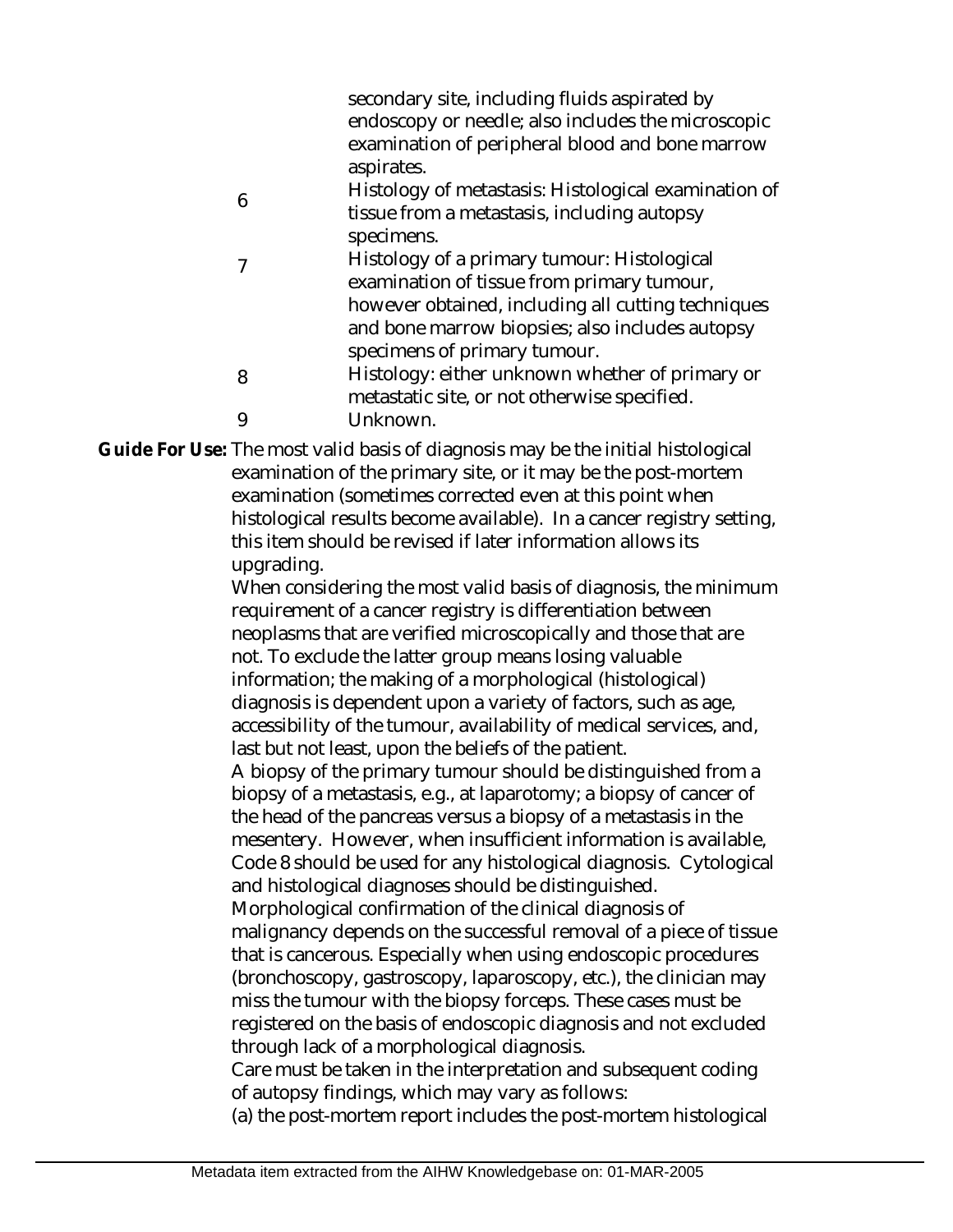| | |
|---|---|
| | secondary site, including fluids aspirated by endoscopy or needle; also includes the microscopic examination of peripheral blood and bone marrow aspirates. |
| 6 | Histology of metastasis: Histological examination of tissue from a metastasis, including autopsy specimens. |
| 7 | Histology of a primary tumour: Histological examination of tissue from primary tumour, however obtained, including all cutting techniques and bone marrow biopsies; also includes autopsy specimens of primary tumour. |
| 8 | Histology: either unknown whether of primary or metastatic site, or not otherwise specified. |
| 9 | Unknown. |

**Guide For Use:** The most valid basis of diagnosis may be the initial histological examination of the primary site, or it may be the post-mortem examination (sometimes corrected even at this point when histological results become available). In a cancer registry setting, this item should be revised if later information allows its upgrading.

When considering the most valid basis of diagnosis, the minimum requirement of a cancer registry is differentiation between neoplasms that are verified microscopically and those that are not. To exclude the latter group means losing valuable information; the making of a morphological (histological) diagnosis is dependent upon a variety of factors, such as age, accessibility of the tumour, availability of medical services, and, last but not least, upon the beliefs of the patient.

A biopsy of the primary tumour should be distinguished from a biopsy of a metastasis, e.g., at laparotomy; a biopsy of cancer of the head of the pancreas versus a biopsy of a metastasis in the mesentery. However, when insufficient information is available, Code 8 should be used for any histological diagnosis. Cytological and histological diagnoses should be distinguished.

Morphological confirmation of the clinical diagnosis of malignancy depends on the successful removal of a piece of tissue that is cancerous. Especially when using endoscopic procedures (bronchoscopy, gastroscopy, laparoscopy, etc.), the clinician may miss the tumour with the biopsy forceps. These cases must be registered on the basis of endoscopic diagnosis and not excluded through lack of a morphological diagnosis.

Care must be taken in the interpretation and subsequent coding of autopsy findings, which may vary as follows:

(a) the post-mortem report includes the post-mortem histological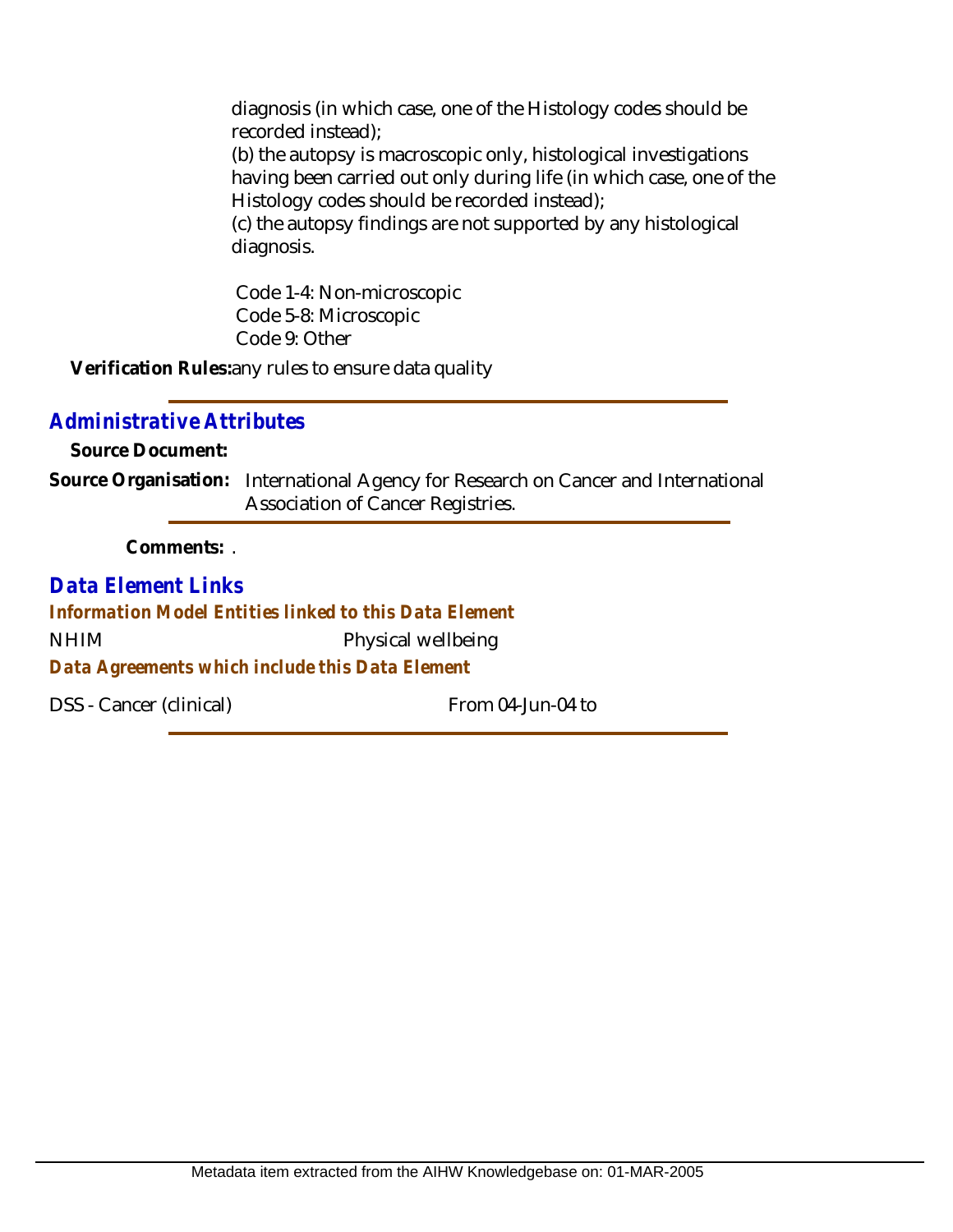diagnosis (in which case, one of the Histology codes should be recorded instead);
(b) the autopsy is macroscopic only, histological investigations having been carried out only during life (in which case, one of the Histology codes should be recorded instead);
(c) the autopsy findings are not supported by any histological diagnosis.

Code 1-4: Non-microscopic
Code 5-8: Microscopic
Code 9: Other

**Verification Rules:** any rules to ensure data quality

## Administrative Attributes

**Source Document:**

**Source Organisation:** International Agency for Research on Cancer and International Association of Cancer Registries.

**Comments:** .

## Data Element Links

### Information Model Entities linked to this Data Element

NHIM — Physical wellbeing

### Data Agreements which include this Data Element

DSS - Cancer (clinical) — From 04-Jun-04 to

Metadata item extracted from the AIHW Knowledgebase on: 01-MAR-2005